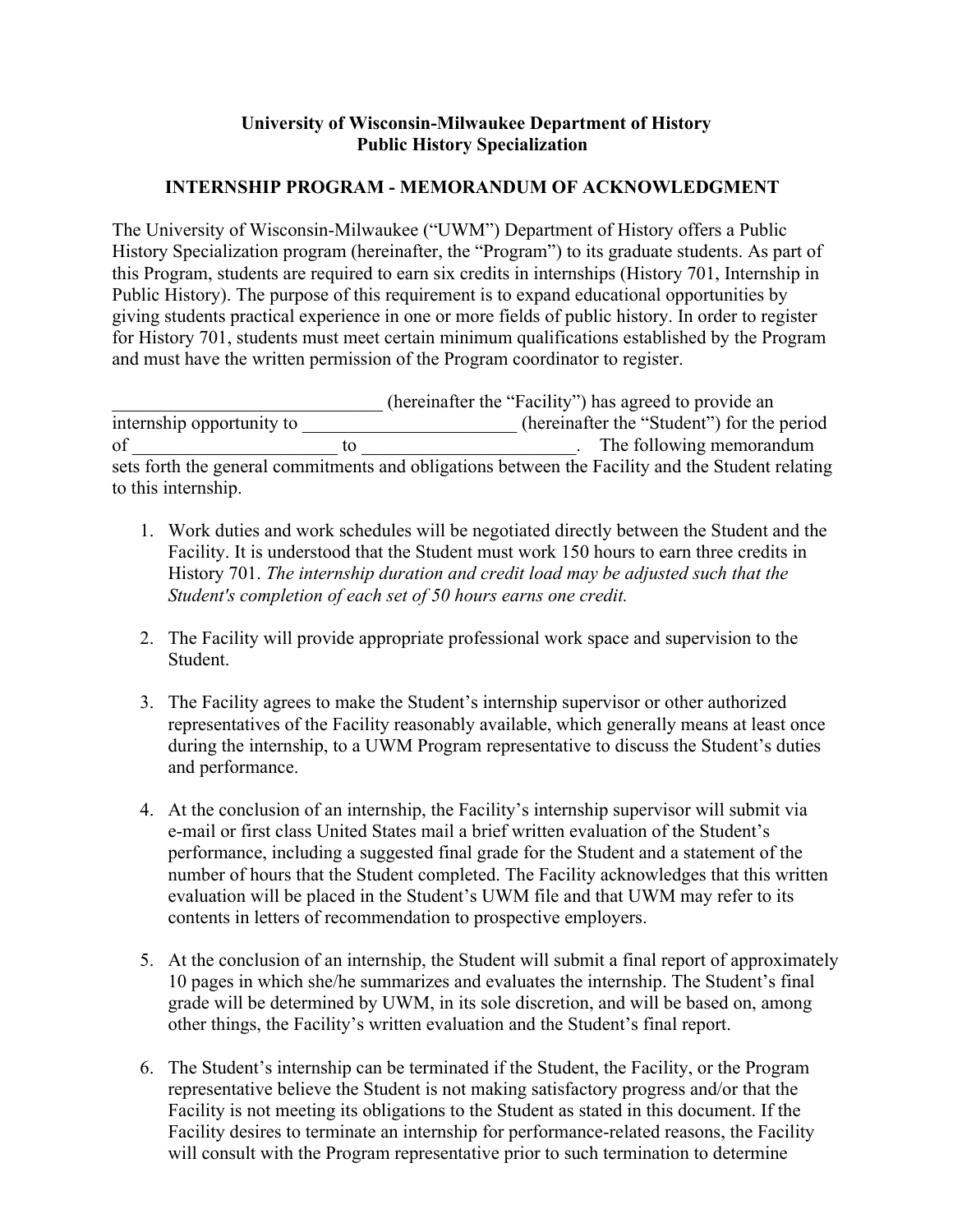**University of Wisconsin-Milwaukee Department of History**
**Public History Specialization**

**INTERNSHIP PROGRAM - MEMORANDUM OF ACKNOWLEDGMENT**

The University of Wisconsin-Milwaukee ("UWM") Department of History offers a Public History Specialization program (hereinafter, the "Program") to its graduate students. As part of this Program, students are required to earn six credits in internships (History 701, Internship in Public History). The purpose of this requirement is to expand educational opportunities by giving students practical experience in one or more fields of public history. In order to register for History 701, students must meet certain minimum qualifications established by the Program and must have the written permission of the Program coordinator to register.

_____________________________ (hereinafter the "Facility") has agreed to provide an internship opportunity to _______________________ (hereinafter the "Student") for the period of _____________________ to _______________________. The following memorandum sets forth the general commitments and obligations between the Facility and the Student relating to this internship.

1. Work duties and work schedules will be negotiated directly between the Student and the Facility. It is understood that the Student must work 150 hours to earn three credits in History 701. *The internship duration and credit load may be adjusted such that the Student's completion of each set of 50 hours earns one credit.*

2. The Facility will provide appropriate professional work space and supervision to the Student.

3. The Facility agrees to make the Student's internship supervisor or other authorized representatives of the Facility reasonably available, which generally means at least once during the internship, to a UWM Program representative to discuss the Student's duties and performance.

4. At the conclusion of an internship, the Facility's internship supervisor will submit via e-mail or first class United States mail a brief written evaluation of the Student's performance, including a suggested final grade for the Student and a statement of the number of hours that the Student completed. The Facility acknowledges that this written evaluation will be placed in the Student's UWM file and that UWM may refer to its contents in letters of recommendation to prospective employers.

5. At the conclusion of an internship, the Student will submit a final report of approximately 10 pages in which she/he summarizes and evaluates the internship. The Student's final grade will be determined by UWM, in its sole discretion, and will be based on, among other things, the Facility's written evaluation and the Student's final report.

6. The Student's internship can be terminated if the Student, the Facility, or the Program representative believe the Student is not making satisfactory progress and/or that the Facility is not meeting its obligations to the Student as stated in this document. If the Facility desires to terminate an internship for performance-related reasons, the Facility will consult with the Program representative prior to such termination to determine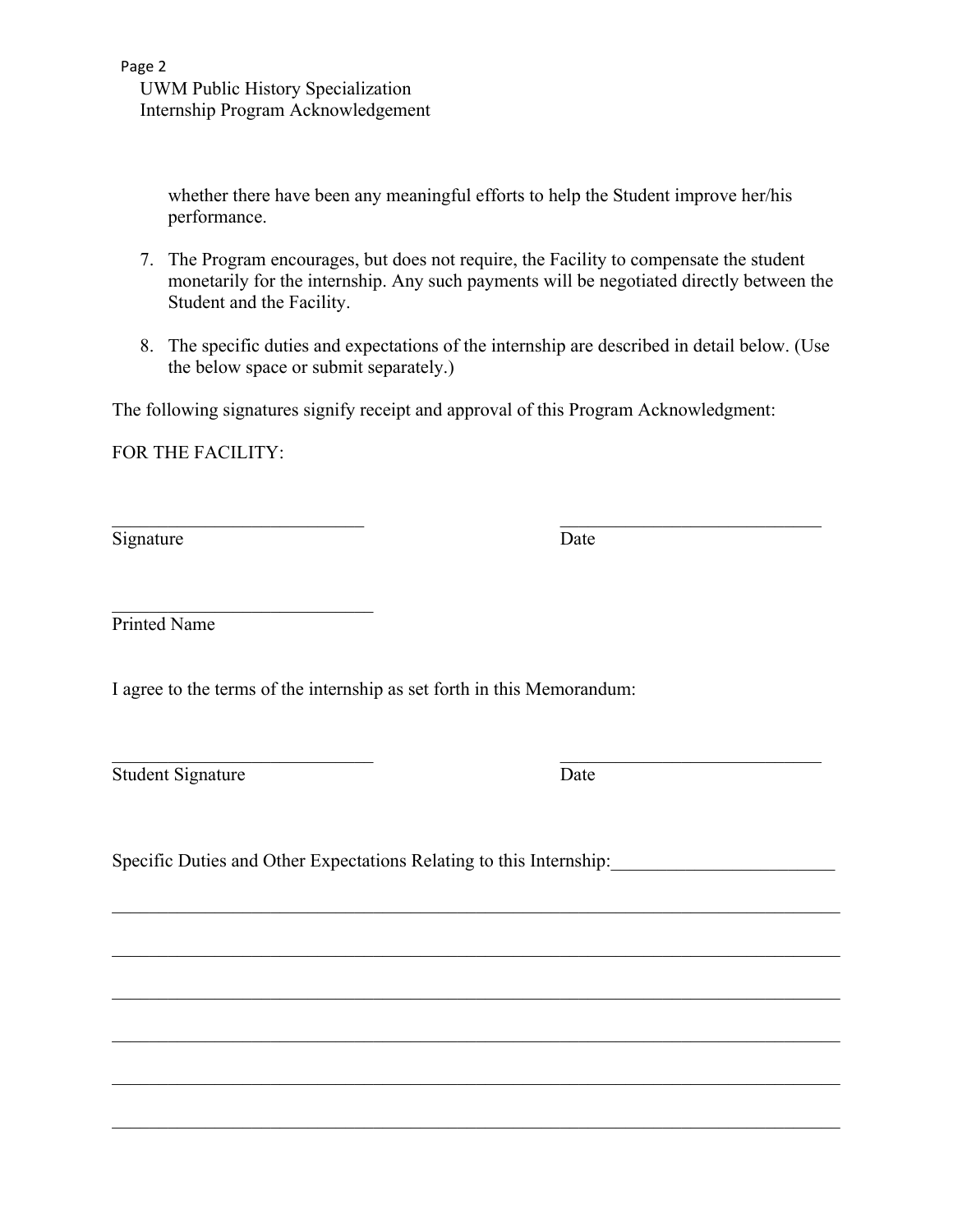whether there have been any meaningful efforts to help the Student improve her/his performance.

7. The Program encourages, but does not require, the Facility to compensate the student monetarily for the internship. Any such payments will be negotiated directly between the Student and the Facility.

8. The specific duties and expectations of the internship are described in detail below. (Use the below space or submit separately.)

The following signatures signify receipt and approval of this Program Acknowledgment:

FOR THE FACILITY:

___________________________ &nbsp;&nbsp;&nbsp;&nbsp;&nbsp;&nbsp;&nbsp;&nbsp; ____________________________
Signature &nbsp;&nbsp;&nbsp;&nbsp;&nbsp;&nbsp;&nbsp;&nbsp;&nbsp;&nbsp;&nbsp;&nbsp;&nbsp;&nbsp;&nbsp;&nbsp;&nbsp;&nbsp;&nbsp;&nbsp;&nbsp;&nbsp;&nbsp;&nbsp;&nbsp;&nbsp;&nbsp;&nbsp;&nbsp;&nbsp; Date

____________________________
Printed Name

I agree to the terms of the internship as set forth in this Memorandum:

____________________________ &nbsp;&nbsp;&nbsp;&nbsp;&nbsp;&nbsp;&nbsp;&nbsp; ____________________________
Student Signature &nbsp;&nbsp;&nbsp;&nbsp;&nbsp;&nbsp;&nbsp;&nbsp;&nbsp;&nbsp;&nbsp;&nbsp;&nbsp;&nbsp;&nbsp;&nbsp;&nbsp;&nbsp;&nbsp; Date

Specific Duties and Other Expectations Relating to this Internship:________________________

______________________________________________________________________________

______________________________________________________________________________

______________________________________________________________________________

______________________________________________________________________________

______________________________________________________________________________

______________________________________________________________________________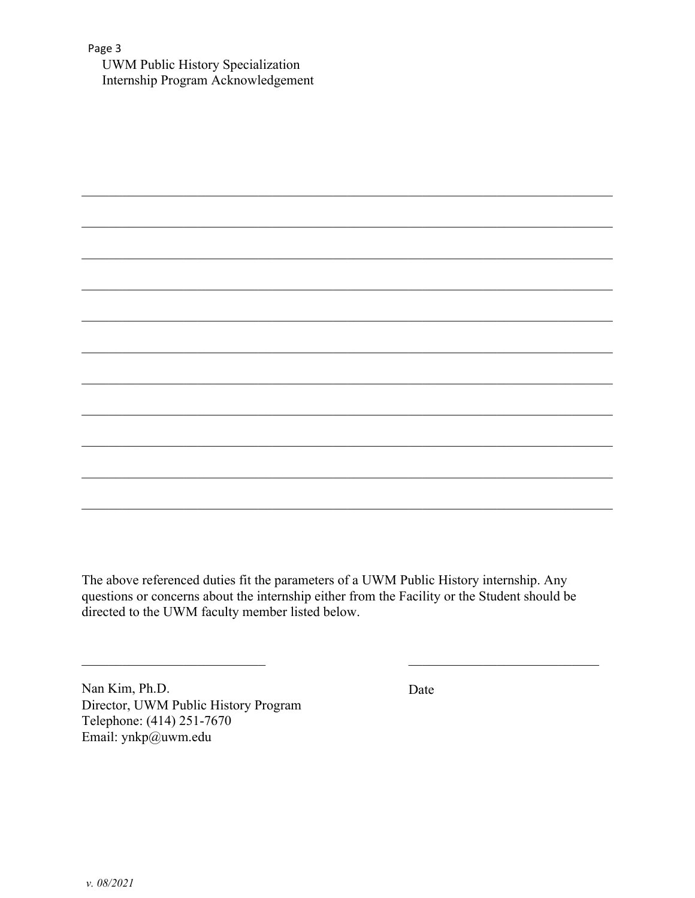___________________________________________________________________________

___________________________________________________________________________

___________________________________________________________________________

___________________________________________________________________________

___________________________________________________________________________

___________________________________________________________________________

___________________________________________________________________________

___________________________________________________________________________

___________________________________________________________________________

___________________________________________________________________________

___________________________________________________________________________

The above referenced duties fit the parameters of a UWM Public History internship. Any questions or concerns about the internship either from the Facility or the Student should be directed to the UWM faculty member listed below.

___________________________ ___________________________

Nan Kim, Ph.D.
Director, UWM Public History Program
Telephone: (414) 251-7670
Email: ynkp@uwm.edu

Date

*v. 08/2021*